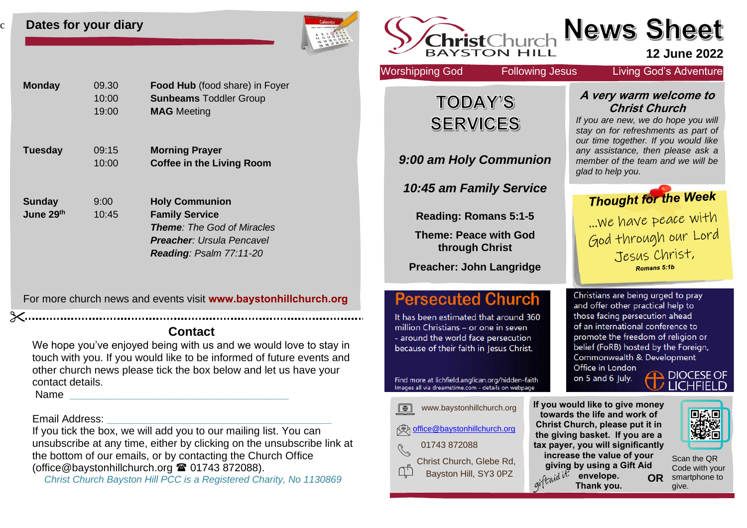## Dates for your diary

| | | |
|---|---|---|
| **Monday** | 09.30 | **Food Hub** (food share) in Foyer |
| | 10:00 | **Sunbeams** Toddler Group |
| | 19:00 | **MAG** Meeting |
| **Tuesday** | 09:15 | **Morning Prayer** |
| | 10:00 | **Coffee in the Living Room** |
| **Sunday June 29th** | 9:00 | **Holy Communion** |
| | 10:45 | **Family Service** |
| | | ***Theme****: The God of Miracles* |
| | | ***Preacher****: Ursula Pencavel* |
| | | ***Reading****: Psalm 77:11-20* |

For more church news and events visit **www.baystonhillchurch.org**

## Contact

We hope you've enjoyed being with us and we would love to stay in touch with you. If you would like to be informed of future events and other church news please tick the box below and let us have your contact details.

Name ________________________________________

Email Address: ________________________________________

If you tick the box, we will add you to our mailing list. You can unsubscribe at any time, either by clicking on the unsubscribe link at the bottom of our emails, or by contacting the Church Office (office@baystonhillchurch.org ☎ 01743 872088).

*Christ Church Bayston Hill PCC is a Registered Charity, No 1130869*

# Christ Church Bayston Hill News Sheet

**12 June 2022**

Worshipping God — Following Jesus — Living God's Adventure

## TODAY'S SERVICES

***9:00 am Holy Communion***

***10:45 am Family Service***

**Reading: Romans 5:1-5**

**Theme: Peace with God through Christ**

**Preacher: John Langridge**

### *A very warm welcome to Christ Church*

*If you are new, we do hope you will stay on for refreshments as part of our time together. If you would like any assistance, then please ask a member of the team and we will be glad to help you.*

### *Thought for the Week*

...We have peace with God through our Lord Jesus Christ,

***Romans 5:1b***

## Persecuted Church

It has been estimated that around 360 million Christians – or one in seven – around the world face persecution because of their faith in Jesus Christ.

Christians are being urged to pray and offer other practical help to those facing persecution ahead of an international conference to promote the freedom of religion or belief (FoRB) hosted by the Foreign, Commonwealth & Development Office in London on 5 and 6 July.

Find more at lichfield.anglican.org/hidden-faith
Images all via dreamstime.com - details on webpage

DIOCESE OF LICHFIELD

www.baystonhillchurch.org

office@baystonhillchurch.org

01743 872088

Christ Church, Glebe Rd, Bayston Hill, SY3 0PZ

**If you would like to give money towards the life and work of Christ Church, please put it in the giving basket. If you are a tax payer, you will significantly increase the value of your giving by using a Gift Aid envelope. Thank you.**

**OR**

Scan the QR Code with your smartphone to give.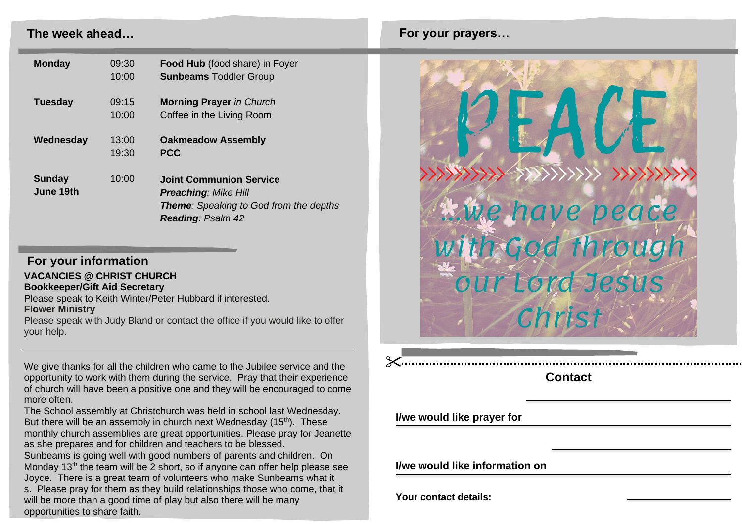## The week ahead…

| | | |
|---|---|---|
| **Monday** | 09:30<br>10:00 | **Food Hub** (food share) in Foyer<br>**Sunbeams** Toddler Group |
| **Tuesday** | 09:15<br>10:00 | **Morning Prayer** *in Church*<br>Coffee in the Living Room |
| **Wednesday** | 13:00<br>19:30 | **Oakmeadow Assembly**<br>**PCC** |
| **Sunday**<br>**June 19th** | 10:00 | **Joint Communion Service**<br>***Preaching****: Mike Hill*<br>***Theme****: Speaking to God from the depths*<br>***Reading****: Psalm 42* |

## For your information

**VACANCIES @ CHRIST CHURCH**
**Bookkeeper/Gift Aid Secretary**
Please speak to Keith Winter/Peter Hubbard if interested.
**Flower Ministry**
Please speak with Judy Bland or contact the office if you would like to offer your help.

---

We give thanks for all the children who came to the Jubilee service and the opportunity to work with them during the service. Pray that their experience of church will have been a positive one and they will be encouraged to come more often.
The School assembly at Christchurch was held in school last Wednesday. But there will be an assembly in church next Wednesday (15th). These monthly church assemblies are great opportunities. Please pray for Jeanette as she prepares and for children and teachers to be blessed.
Sunbeams is going well with good numbers of parents and children. On Monday 13th the team will be 2 short, so if anyone can offer help please see Joyce. There is a great team of volunteers who make Sunbeams what it s. Please pray for them as they build relationships those who come, that it will be more than a good time of play but also there will be many opportunities to share faith.

## For your prayers…

PEACE

*…we have peace with God through our Lord Jesus Christ*

---

**Contact**

**I/we would like prayer for** ____________________

**I/we would like information on** ____________________

**Your contact details:** ____________________